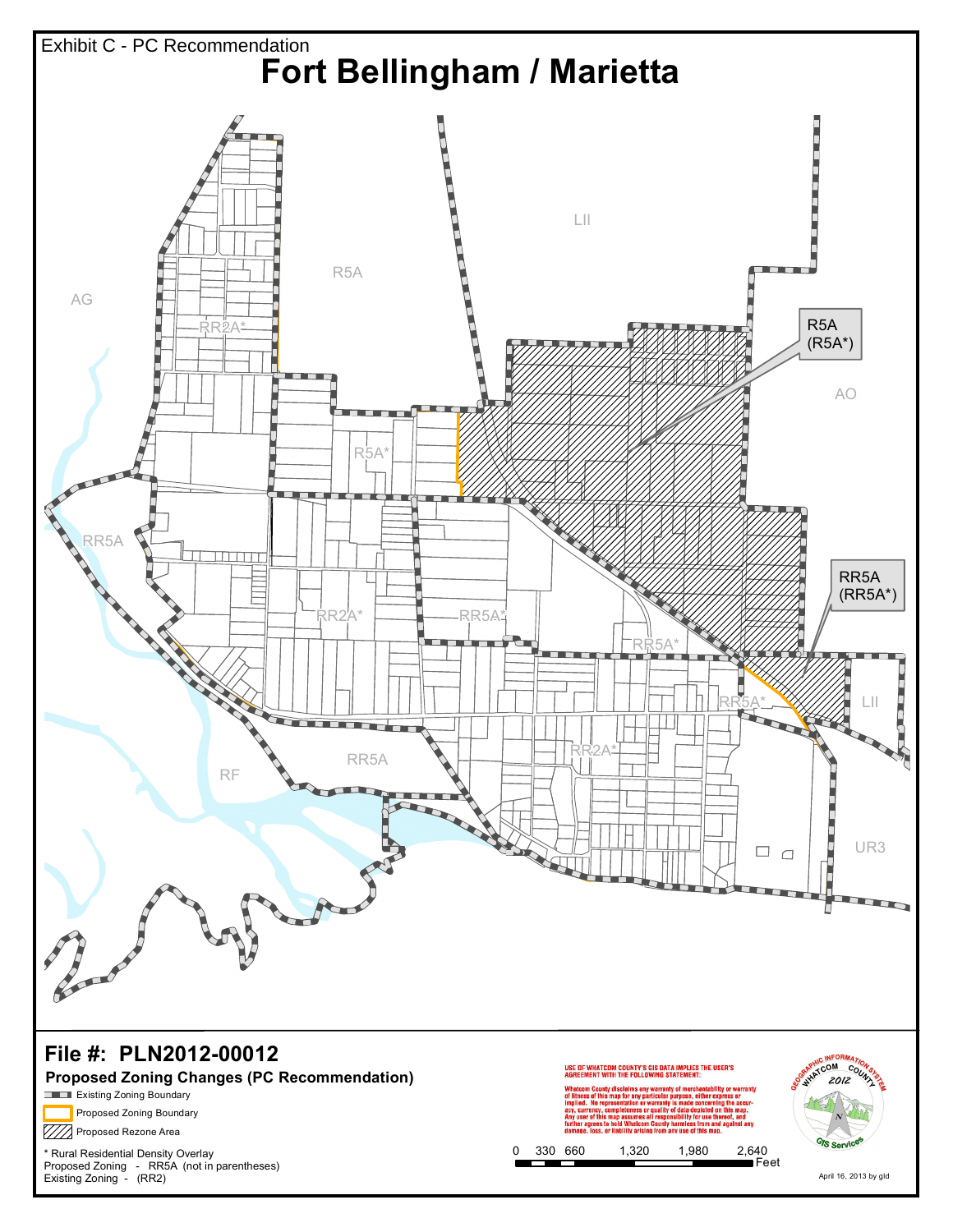Exhibit C - PC Recommendation

# Fort Bellingham / Marietta

LII

R5A

AG

RR2A*

R5A (R5A*)

AO

R5A*

RR5A

RR5A (RR5A*)

RR2A*

RR5A*

RR5A*

RR5A*

LII

RR2A*

RF

RR5A

UR3

## File #: PLN2012-00012

### Proposed Zoning Changes (PC Recommendation)

- Existing Zoning Boundary
- Proposed Zoning Boundary
- Proposed Rezone Area

\* Rural Residential Density Overlay
Proposed Zoning - RR5A (not in parentheses)
Existing Zoning - (RR2)

USE OF WHATCOM COUNTY'S GIS DATA IMPLIES THE USER'S AGREEMENT WITH THE FOLLOWING STATEMENT:

Whatcom County disclaims any warranty of merchantability or warranty of fitness of this map for any particular purpose, either express or implied. No representation or warranty is made concerning the accuracy, currency, completeness or quality of data depicted on this map. Any user of this map assumes all responsibility for use thereof, and further agrees to hold Whatcom County harmless from and against any damage, loss, or liability arising from any use of this map.

0 330 660 1,320 1,980 2,640 Feet

Geographic Information System Whatcom County 2012 GIS Services

April 16, 2013 by gld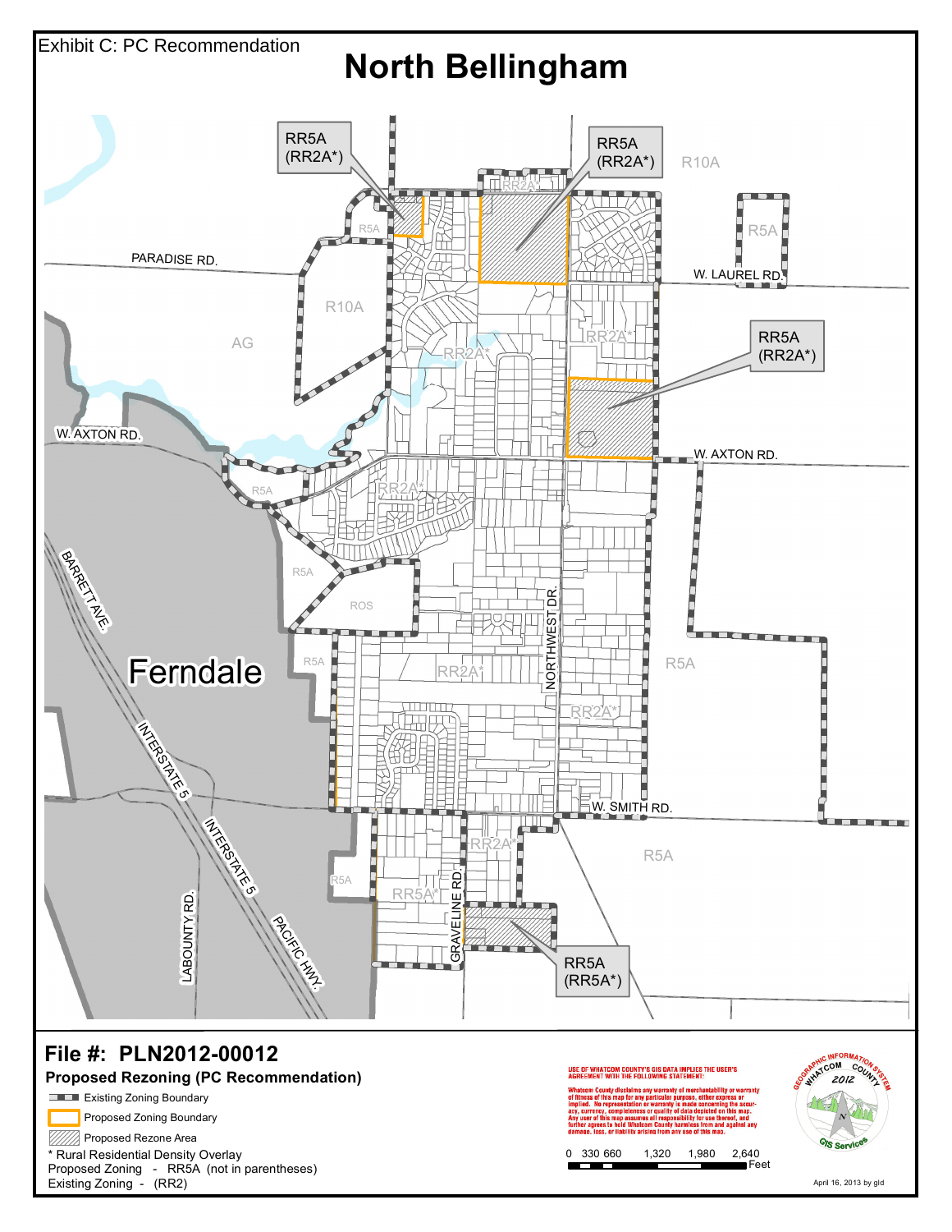Exhibit C: PC Recommendation

# North Bellingham

RR5A (RR2A*)

RR5A (RR2A*)

R10A

R5A

PARADISE RD.

W. LAUREL RD.

R10A

AG

RR2A*

RR2A*

RR5A (RR2A*)

W. AXTON RD.

W. AXTON RD.

R5A

RR2A*

BARRETT AVE.

R5A

ROS

NORTHWEST DR.

Ferndale

R5A

RR2A*

R5A

RR2A*

INTERSTATE 5

W. SMITH RD.

INTERSTATE 5

RR2A*

R5A

R5A

RR5A*

LABOUNTY RD.

GRAVELINE RD.

PACIFIC HWY.

RR5A (RR5A*)

## File #: PLN2012-00012

**Proposed Rezoning (PC Recommendation)**

- Existing Zoning Boundary
- Proposed Zoning Boundary
- Proposed Rezone Area

* Rural Residential Density Overlay
Proposed Zoning - RR5A (not in parentheses)
Existing Zoning - (RR2)

USE OF WHATCOM COUNTY'S GIS DATA IMPLIES THE USER'S AGREEMENT WITH THE FOLLOWING STATEMENT:

Whatcom County disclaims any warranty of merchantability or warranty of fitness of this map for any particular purpose, either express or implied. No representation or warranty is made concerning the accuracy, currency, completeness or quality of data depicted on this map. Any user of this map assumes all responsibility for use thereof, and further agrees to hold Whatcom County harmless from and against any damage, loss, or liability arising from any use of this map.

0 330 660 1,320 1,980 2,640 Feet

Geographic Information System WhatCom County 2012 GIS Services

April 16, 2013 by gld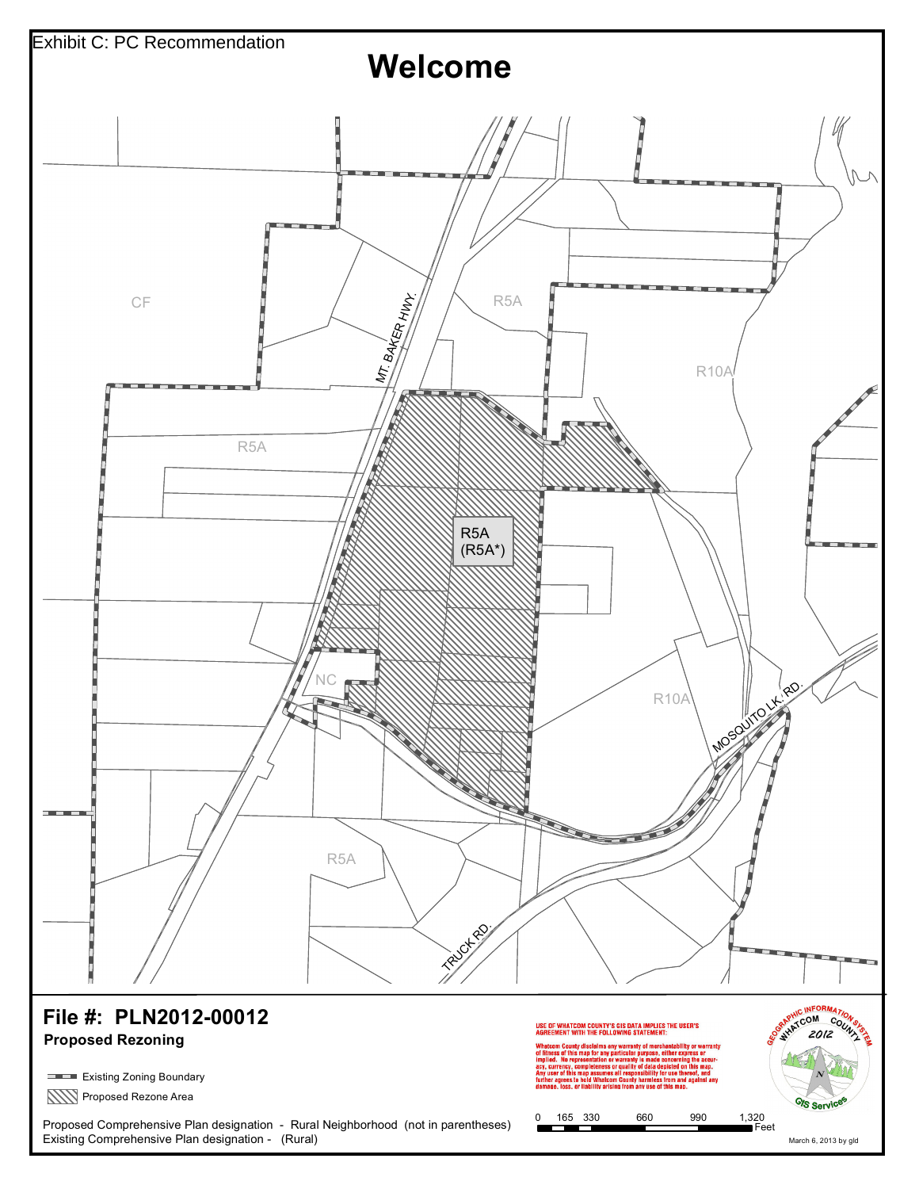Exhibit C: PC Recommendation

# Welcome

CF

R5A

R10A

MT. BAKER HWY.

R5A

R5A
(R5A*)

NC

R10A

MOSQUITO LK. RD.

R5A

TRUCK RD.

## File #: PLN2012-00012

**Proposed Rezoning**

Existing Zoning Boundary

Proposed Rezone Area

Proposed Comprehensive Plan designation - Rural Neighborhood (not in parentheses)
Existing Comprehensive Plan designation - (Rural)

USE OF WHATCOM COUNTY'S GIS DATA IMPLIES THE USER'S AGREEMENT WITH THE FOLLOWING STATEMENT:

Whatcom County disclaims any warranty of merchantability or warranty of fitness of this map for any particular purpose, either express or implied. No representation or warranty is made concerning the accuracy, currency, completeness or quality of data depicted on this map. Any user of this map assumes all responsibility for use thereof, and further agrees to hold Whatcom County harmless from and against any damage, loss, or liability arising from any use of this map.

0 165 330 660 990 1,320
Feet

GEOGRAPHIC INFORMATION SYSTEM
WHATCOM COUNTY
2012
GIS Services

March 6, 2013 by gld